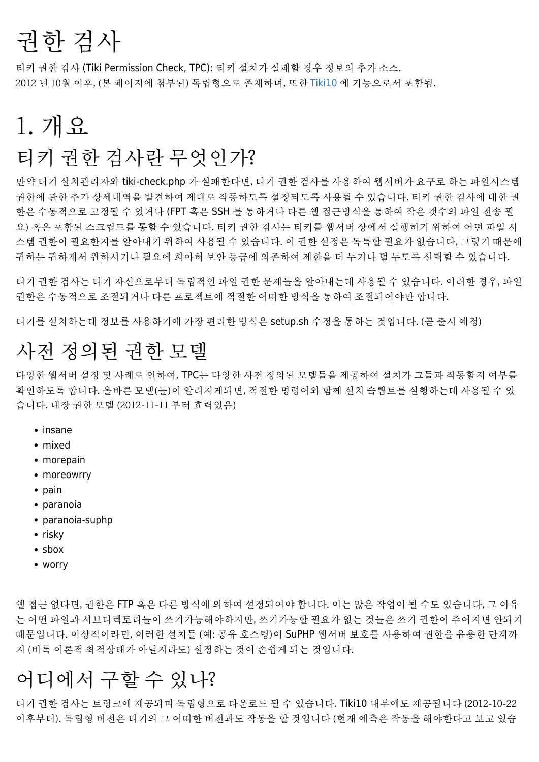# 권한 검사

티키 권한 검사 (Tiki Permission Check, TPC): 티키 설치가 실패할 경우 정보의 추가 소스.
2012 년 10월 이후, (본 페이지에 첨부된) 독립형으로 존재하며, 또한 Tiki10 에 기능으로서 포함됨.

# 1. 개요

## 티키 권한 검사란 무엇인가?

만약 티키 설치관리자와 tiki-check.php 가 실패한다면, 티키 권한 검사를 사용하여 웹서버가 요구로 하는 파일시스템 권한에 관한 추가 상세내역을 발견하여 제대로 작동하도록 설정되도록 사용될 수 있습니다. 티키 권한 검사에 대한 권한은 수동적으로 고정될 수 있거나 (FPT 혹은 SSH 를 통하거나 다른 쉘 접근방식을 통하여 작은 갯수의 파일 전송 필요) 혹은 포함된 스크립트를 통할 수 있습니다. 티키 권한 검사는 티키를 웹서버 상에서 실행히기 위하여 어떤 파일 시스템 권한이 필요한지를 알아내기 위하여 사용될 수 있습니다. 이 권한 설정은 독특할 필요가 없습니다, 그렇기 때문에 귀하는 귀하께서 원하시거나 필요에 희아혀 보안 등급에 의존하여 제한을 더 두거나 덜 두도록 선택할 수 있습니다.

티키 권한 검사는 티키 자신으로부터 독립적인 파일 권한 문제들을 알아내는데 사용될 수 있습니다. 이러한 경우, 파일 권한은 수동적으로 조절되거나 다른 프로젝트에 적절한 어떠한 방식을 통하여 조절되어야만 합니다.

티키를 설치하는데 정보를 사용하기에 가장 편리한 방식은 setup.sh 수정을 통하는 것입니다. (곧 출시 예정)

## 사전 정의된 권한 모델

다양한 웹서버 설정 및 사례로 인하여, TPC는 다양한 사전 정의된 모델들을 제공하여 설치가 그들과 작동할지 여부를 확인하도록 합니다. 올바른 모델(들)이 알려지게되면, 적절한 명령어와 함께 설치 슥립트를 실행하는데 사용될 수 있습니다. 내장 권한 모델 (2012-11-11 부터 효력있음)

- insane
- mixed
- morepain
- moreowrry
- pain
- paranoia
- paranoia-suphp
- risky
- sbox
- worry

쉘 접근 없다면, 권한은 FTP 혹은 다른 방식에 의하여 설정되어야 합니다. 이는 많은 작업이 될 수도 있습니다, 그 이유는 어떤 파일과 서브디렉토리들이 쓰기가능해야하지만, 쓰기가능할 필요가 없는 것들은 쓰기 권한이 주어지면 안되기 때문입니다. 이상적이라면, 이러한 설치들 (예: 공유 호스팅)이 SuPHP 웹서버 보호를 사용하여 권한을 유용한 단계까지 (비록 이론적 최적상태가 아닐지라도) 설정하는 것이 손쉽게 되는 것입니다.

## 어디에서 구할 수 있나?

티키 권한 검사는 트렁크에 제공되며 독립형으로 다운로드 될 수 있습니다. Tiki10 내부에도 제공됩니다 (2012-10-22 이후부터). 독립형 버전은 티키의 그 어떠한 버전과도 작동을 할 것입니다 (현재 예측은 작동을 해야한다고 보고 있습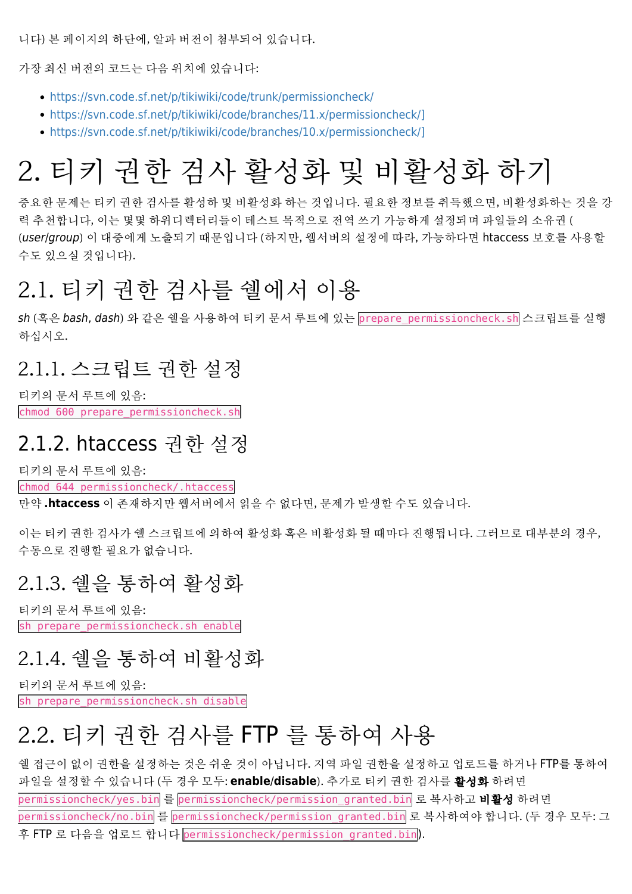니다) 본 페이지의 하단에, 알파 버전이 첨부되어 있습니다.

가장 최신 버전의 코드는 다음 위치에 있습니다:

- https://svn.code.sf.net/p/tikiwiki/code/trunk/permissioncheck/
- https://svn.code.sf.net/p/tikiwiki/code/branches/11.x/permissioncheck/]
- https://svn.code.sf.net/p/tikiwiki/code/branches/10.x/permissioncheck/]

# 2. 티키 권한 검사 활성화 및 비활성화 하기

중요한 문제는 티키 권한 검사를 활성하 및 비활성화 하는 것입니다. 필요한 정보를 취득했으면, 비활성화하는 것을 강력 추천합니다, 이는 몇몇 하위디렉터리들이 테스트 목적으로 전역 쓰기 가능하게 설정되며 파일들의 소유권 ((*user/group*) 이 대중에게 노출되기 때문입니다 (하지만, 웹서버의 설정에 따라, 가능하다면 htaccess 보호를 사용할 수도 있으실 것입니다).

## 2.1. 티키 권한 검사를 쉘에서 이용

*sh* (혹은 *bash*, *dash*) 와 같은 쉘을 사용하여 티키 문서 루트에 있는 `prepare_permissioncheck.sh` 스크립트를 실행하십시오.

### 2.1.1. 스크립트 권한 설정

티키의 문서 루트에 있음:
`chmod 600 prepare_permissioncheck.sh`

### 2.1.2. htaccess 권한 설정

티키의 문서 루트에 있음:
`chmod 644 permissioncheck/.htaccess`
만약 **.htaccess** 이 존재하지만 웹서버에서 읽을 수 없다면, 문제가 발생할 수도 있습니다.

이는 티키 권한 검사가 쉘 스크립트에 의하여 활성화 혹은 비활성화 될 때마다 진행됩니다. 그러므로 대부분의 경우, 수동으로 진행할 필요가 없습니다.

### 2.1.3. 쉘을 통하여 활성화

티키의 문서 루트에 있음:
`sh prepare_permissioncheck.sh enable`

### 2.1.4. 쉘을 통하여 비활성화

티키의 문서 루트에 있음:
`sh prepare_permissioncheck.sh disable`

## 2.2. 티키 권한 검사를 FTP 를 통하여 사용

쉘 접근이 없이 권한을 설정하는 것은 쉬운 것이 아닙니다. 지역 파일 권한을 설정하고 업로드를 하거나 FTP를 통하여 파일을 설정할 수 있습니다 (두 경우 모두: **enable**/**disable**). 추가로 티키 권한 검사를 **활성화** 하려면 `permissioncheck/yes.bin` 를 `permissioncheck/permission_granted.bin` 로 복사하고 **비활성** 하려면 `permissioncheck/no.bin` 를 `permissioncheck/permission_granted.bin` 로 복사하여야 합니다. (두 경우 모두: 그 후 FTP 로 다음을 업로드 합니다 `permissioncheck/permission_granted.bin`).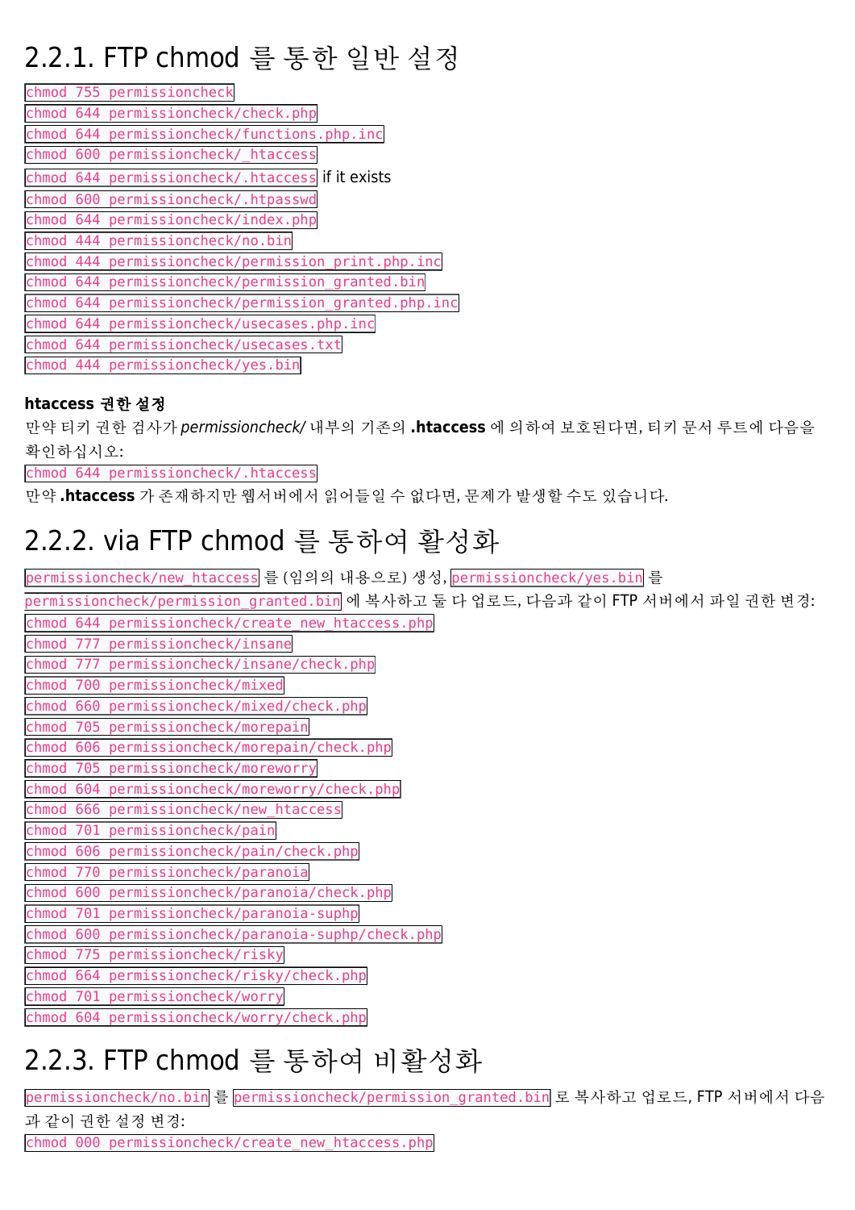## 2.2.1. FTP chmod 를 통한 일반 설정

`chmod 755 permissioncheck`
`chmod 644 permissioncheck/check.php`
`chmod 644 permissioncheck/functions.php.inc`
`chmod 600 permissioncheck/_htaccess`
`chmod 644 permissioncheck/.htaccess` if it exists
`chmod 600 permissioncheck/.htpasswd`
`chmod 644 permissioncheck/index.php`
`chmod 444 permissioncheck/no.bin`
`chmod 444 permissioncheck/permission_print.php.inc`
`chmod 644 permissioncheck/permission_granted.bin`
`chmod 644 permissioncheck/permission_granted.php.inc`
`chmod 644 permissioncheck/usecases.php.inc`
`chmod 644 permissioncheck/usecases.txt`
`chmod 444 permissioncheck/yes.bin`

**htaccess 권한 설정**

만약 티키 권한 검사가 *permissioncheck/* 내부의 기존의 **.htaccess** 에 의하여 보호된다면, 티키 문서 루트에 다음을 확인하십시오:

`chmod 644 permissioncheck/.htaccess`

만약 **.htaccess** 가 존재하지만 웹서버에서 읽어들일 수 없다면, 문제가 발생할 수도 있습니다.

## 2.2.2. via FTP chmod 를 통하여 활성화

`permissioncheck/new_htaccess` 를 (임의의 내용으로) 생성, `permissioncheck/yes.bin` 를 `permissioncheck/permission_granted.bin` 에 복사하고 둘 다 업로드, 다음과 같이 FTP 서버에서 파일 권한 변경:

`chmod 644 permissioncheck/create_new_htaccess.php`
`chmod 777 permissioncheck/insane`
`chmod 777 permissioncheck/insane/check.php`
`chmod 700 permissioncheck/mixed`
`chmod 660 permissioncheck/mixed/check.php`
`chmod 705 permissioncheck/morepain`
`chmod 606 permissioncheck/morepain/check.php`
`chmod 705 permissioncheck/moreworry`
`chmod 604 permissioncheck/moreworry/check.php`
`chmod 666 permissioncheck/new_htaccess`
`chmod 701 permissioncheck/pain`
`chmod 606 permissioncheck/pain/check.php`
`chmod 770 permissioncheck/paranoia`
`chmod 600 permissioncheck/paranoia/check.php`
`chmod 701 permissioncheck/paranoia-suphp`
`chmod 600 permissioncheck/paranoia-suphp/check.php`
`chmod 775 permissioncheck/risky`
`chmod 664 permissioncheck/risky/check.php`
`chmod 701 permissioncheck/worry`
`chmod 604 permissioncheck/worry/check.php`

## 2.2.3. FTP chmod 를 통하여 비활성화

`permissioncheck/no.bin` 를 `permissioncheck/permission_granted.bin` 로 복사하고 업로드, FTP 서버에서 다음과 같이 권한 설정 변경:

`chmod 000 permissioncheck/create_new_htaccess.php`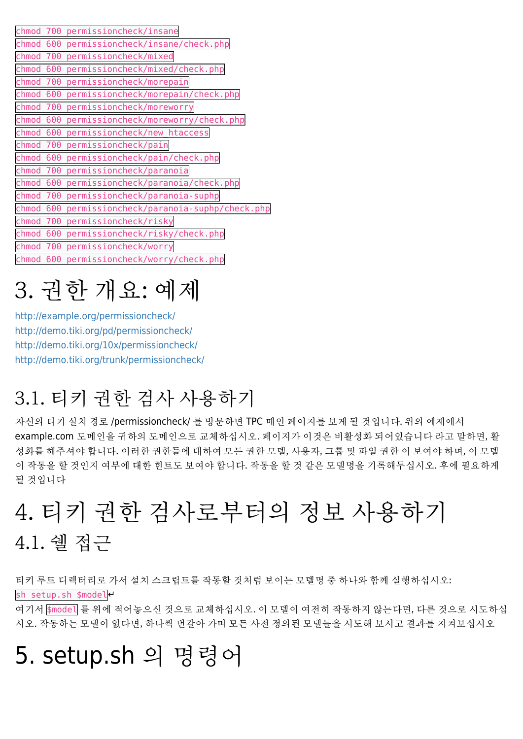`chmod 700 permissioncheck/insane`
`chmod 600 permissioncheck/insane/check.php`
`chmod 700 permissioncheck/mixed`
`chmod 600 permissioncheck/mixed/check.php`
`chmod 700 permissioncheck/morepain`
`chmod 600 permissioncheck/morepain/check.php`
`chmod 700 permissioncheck/moreworry`
`chmod 600 permissioncheck/moreworry/check.php`
`chmod 600 permissioncheck/new_htaccess`
`chmod 700 permissioncheck/pain`
`chmod 600 permissioncheck/pain/check.php`
`chmod 700 permissioncheck/paranoia`
`chmod 600 permissioncheck/paranoia/check.php`
`chmod 700 permissioncheck/paranoia-suphp`
`chmod 600 permissioncheck/paranoia-suphp/check.php`
`chmod 700 permissioncheck/risky`
`chmod 600 permissioncheck/risky/check.php`
`chmod 700 permissioncheck/worry`
`chmod 600 permissioncheck/worry/check.php`

# 3. 권한 개요: 예제

http://example.org/permissioncheck/
http://demo.tiki.org/pd/permissioncheck/
http://demo.tiki.org/10x/permissioncheck/
http://demo.tiki.org/trunk/permissioncheck/

## 3.1. 티키 권한 검사 사용하기

자신의 티키 설치 경로 /permissioncheck/ 를 방문하면 TPC 메인 페이지를 보게 될 것입니다. 위의 예제에서 example.com 도메인을 귀하의 도메인으로 교체하십시오. 페이지가 이것은 비활성화 되어있습니다 라고 말하면, 활성화를 해주셔야 합니다. 이러한 권한들에 대하여 모든 권한 모델, 사용자, 그룹 및 파일 권한 이 보여야 하며, 이 모델이 작동을 할 것인지 여부에 대한 힌트도 보여야 합니다. 작동을 할 것 같은 모델명을 기록해두십시오. 후에 필요하게 될 것입니다

# 4. 티키 권한 검사로부터의 정보 사용하기

## 4.1. 쉘 접근

티키 루트 디렉터리로 가서 설치 스크립트를 작동할 것처럼 보이는 모델명 중 하나와 함께 실행하십시오:
`sh setup.sh $model`
여기서 `$model` 를 위에 적어놓으신 것으로 교체하십시오. 이 모델이 여전히 작동하지 않는다면, 다른 것으로 시도하십시오. 작동하는 모델이 없다면, 하나씩 번갈아 가며 모든 사전 정의된 모델들을 시도해 보시고 결과를 지켜보십시오

# 5. setup.sh 의 명령어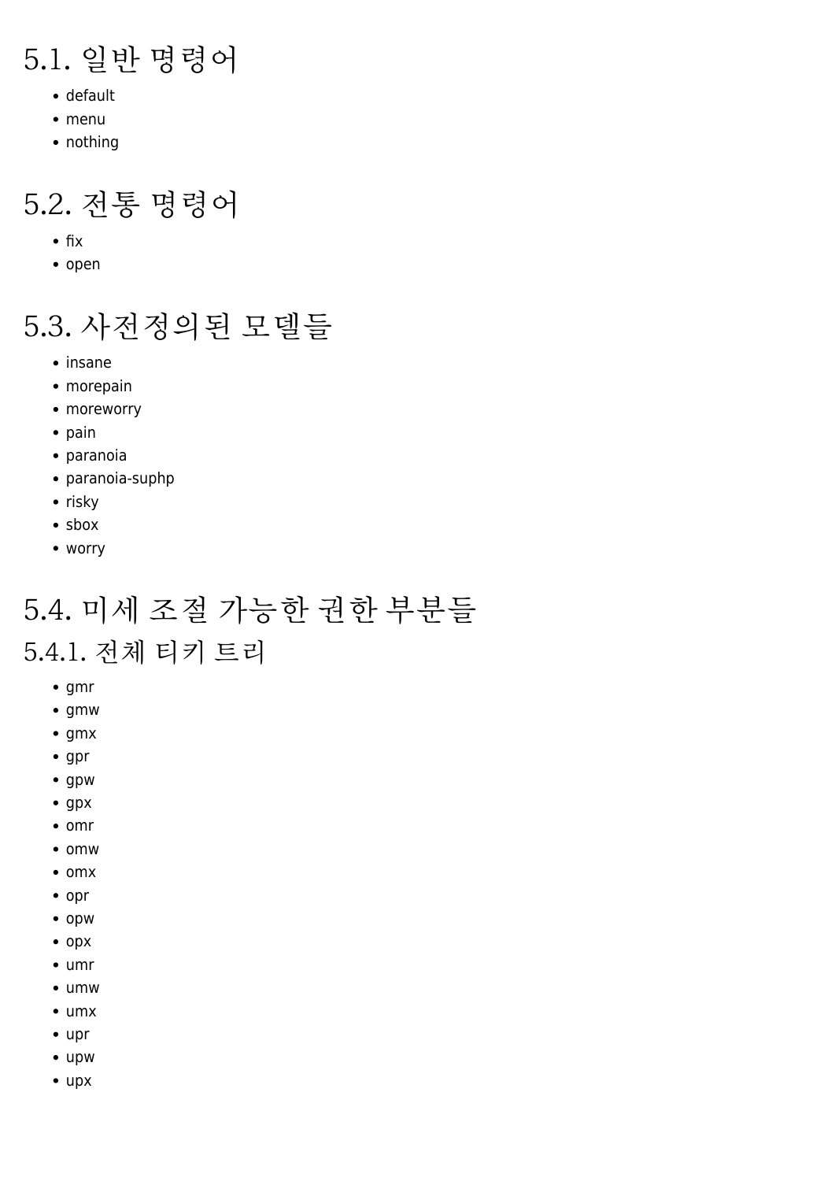## 5.1. 일반 명령어

- default
- menu
- nothing

## 5.2. 전통 명령어

- fix
- open

## 5.3. 사전정의된 모델들

- insane
- morepain
- moreworry
- pain
- paranoia
- paranoia-suphp
- risky
- sbox
- worry

## 5.4. 미세 조절 가능한 권한 부분들

### 5.4.1. 전체 티키 트리

- gmr
- gmw
- gmx
- gpr
- gpw
- gpx
- omr
- omw
- omx
- opr
- opw
- opx
- umr
- umw
- umx
- upr
- upw
- upx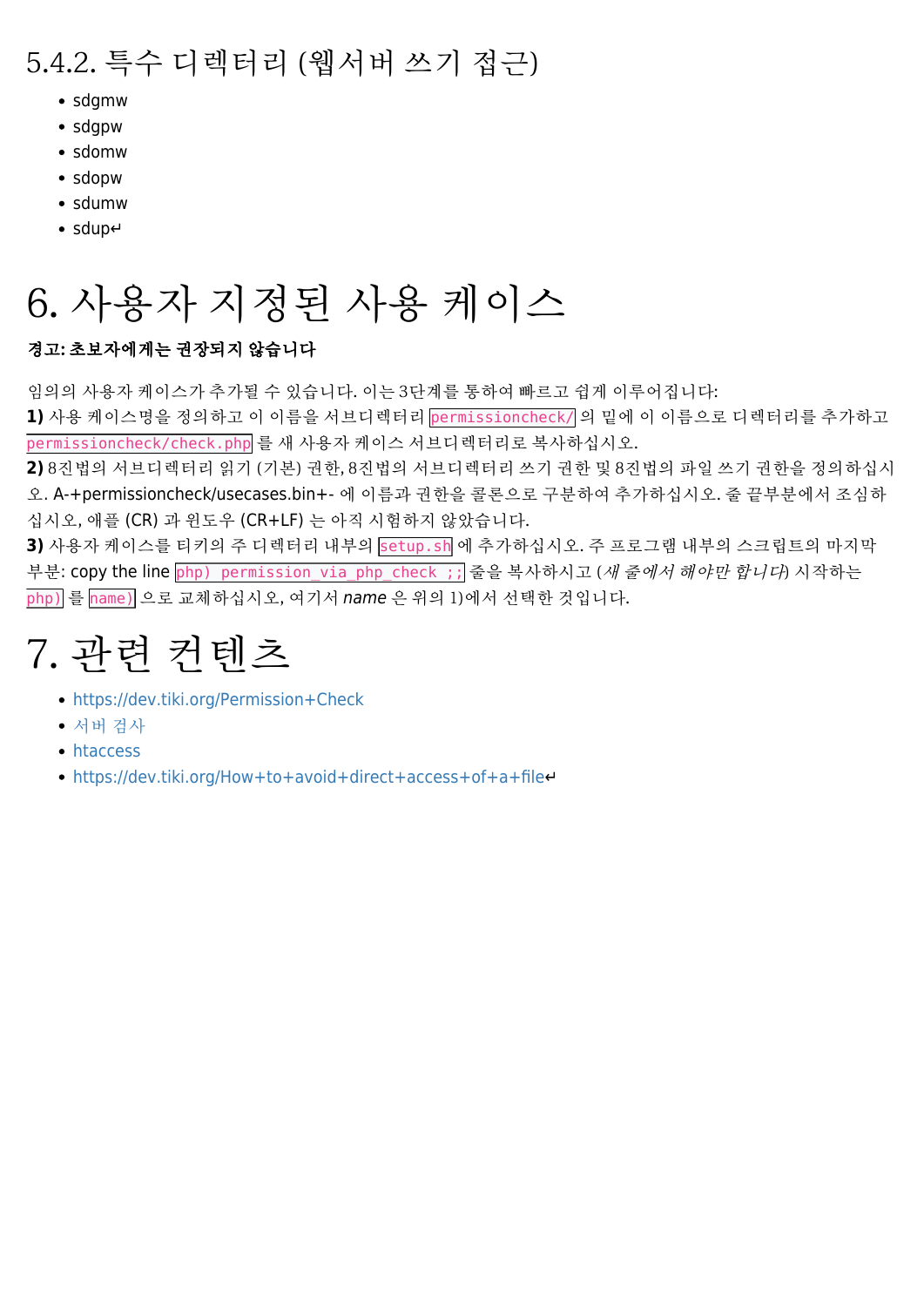### 5.4.2. 특수 디렉터리 (웹서버 쓰기 접근)

- sdgmw
- sdgpw
- sdomw
- sdopw
- sdumw
- sdup↵

# 6. 사용자 지정된 사용 케이스

**경고: 초보자에게는 권장되지 않습니다**

임의의 사용자 케이스가 추가될 수 있습니다. 이는 3단계를 통하여 빠르고 쉽게 이루어집니다:
**1)** 사용 케이스명을 정의하고 이 이름을 서브디렉터리 `permissioncheck/` 의 밑에 이 이름으로 디렉터리를 추가하고 `permissioncheck/check.php` 를 새 사용자 케이스 서브디렉터리로 복사하십시오.
**2)** 8진법의 서브디렉터리 읽기 (기본) 권한, 8진법의 서브디렉터리 쓰기 권한 및 8진법의 파일 쓰기 권한을 정의하십시오. A-+permissioncheck/usecases.bin+- 에 이름과 권한을 콜론으로 구분하여 추가하십시오. 줄 끝부분에서 조심하십시오, 애플 (CR) 과 윈도우 (CR+LF) 는 아직 시험하지 않았습니다.
**3)** 사용자 케이스를 티키의 주 디렉터리 내부의 `setup.sh` 에 추가하십시오. 주 프로그램 내부의 스크립트의 마지막 부분: copy the line `php) permission_via_php_check ;;` 줄을 복사하시고 (*새 줄에서 해야만 합니다*) 시작하는 `php)` 를 `name)` 으로 교체하십시오, 여기서 *name* 은 위의 1)에서 선택한 것입니다.

# 7. 관련 컨텐츠

- https://dev.tiki.org/Permission+Check
- 서버 검사
- htaccess
- https://dev.tiki.org/How+to+avoid+direct+access+of+a+file↵